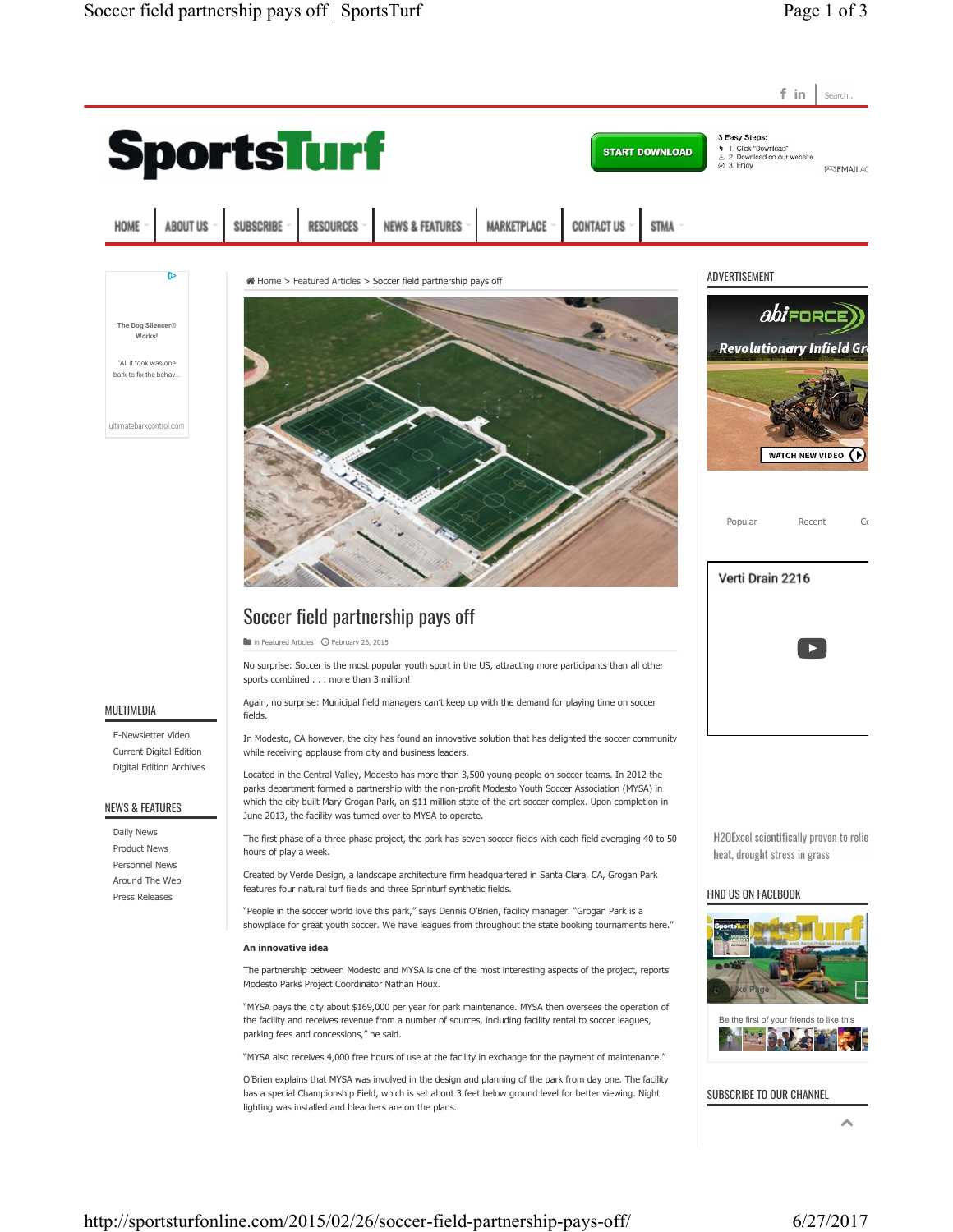Home > Featured Articles > Soccer field partnership pays off

# Soccer field partnership pays off

in Featured Articles February 26, 2015

No surprise: Soccer is the most popular youth sport in the US, attracting more participants than all other sports combined . . . more than 3 million!

Again, no surprise: Municipal field managers can't keep up with the demand for playing time on soccer fields.

In Modesto, CA however, the city has found an innovative solution that has delighted the soccer community while receiving applause from city and business leaders.

Located in the Central Valley, Modesto has more than 3,500 young people on soccer teams. In 2012 the parks department formed a partnership with the non-profit Modesto Youth Soccer Association (MYSA) in which the city built Mary Grogan Park, an $11 million state-of-the-art soccer complex. Upon completion in June 2013, the facility was turned over to MYSA to operate.

The first phase of a three-phase project, the park has seven soccer fields with each field averaging 40 to 50 hours of play a week.

Created by Verde Design, a landscape architecture firm headquartered in Santa Clara, CA, Grogan Park features four natural turf fields and three Sprinturf synthetic fields.

"People in the soccer world love this park," says Dennis O'Brien, facility manager. "Grogan Park is a showplace for great youth soccer. We have leagues from throughout the state booking tournaments here."

**An innovative idea**

The partnership between Modesto and MYSA is one of the most interesting aspects of the project, reports Modesto Parks Project Coordinator Nathan Houx.

"MYSA pays the city about $169,000 per year for park maintenance. MYSA then oversees the operation of the facility and receives revenue from a number of sources, including facility rental to soccer leagues, parking fees and concessions," he said.

"MYSA also receives 4,000 free hours of use at the facility in exchange for the payment of maintenance."

O'Brien explains that MYSA was involved in the design and planning of the park from day one. The facility has a special Championship Field, which is set about 3 feet below ground level for better viewing. Night lighting was installed and bleachers are on the plans.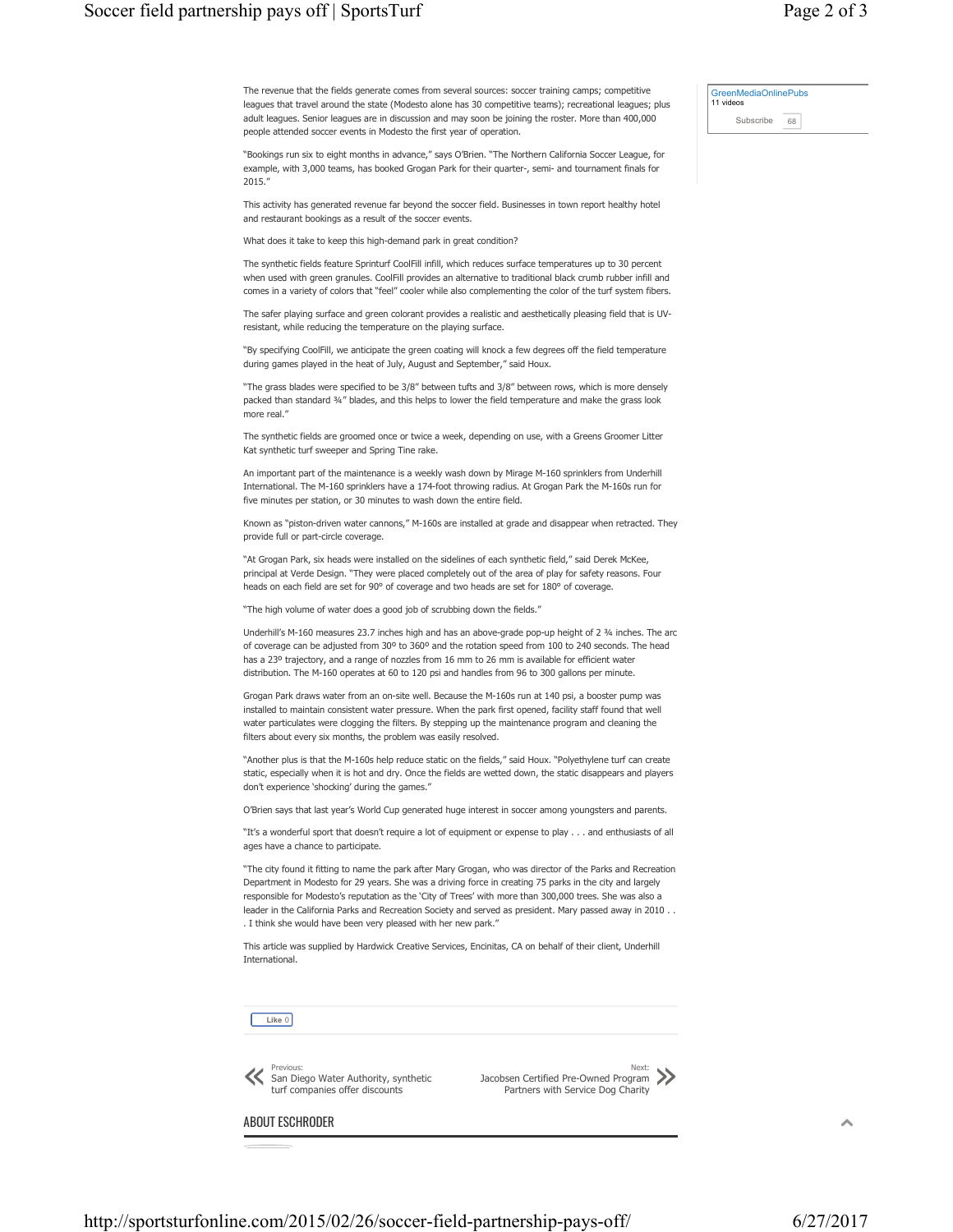The revenue that the fields generate comes from several sources: soccer training camps; competitive leagues that travel around the state (Modesto alone has 30 competitive teams); recreational leagues; plus adult leagues. Senior leagues are in discussion and may soon be joining the roster. More than 400,000 people attended soccer events in Modesto the first year of operation.

"Bookings run six to eight months in advance," says O'Brien. "The Northern California Soccer League, for example, with 3,000 teams, has booked Grogan Park for their quarter-, semi- and tournament finals for 2015."

This activity has generated revenue far beyond the soccer field. Businesses in town report healthy hotel and restaurant bookings as a result of the soccer events.

What does it take to keep this high-demand park in great condition?

The synthetic fields feature Sprinturf CoolFill infill, which reduces surface temperatures up to 30 percent when used with green granules. CoolFill provides an alternative to traditional black crumb rubber infill and comes in a variety of colors that "feel" cooler while also complementing the color of the turf system fibers.

The safer playing surface and green colorant provides a realistic and aesthetically pleasing field that is UV-resistant, while reducing the temperature on the playing surface.

"By specifying CoolFill, we anticipate the green coating will knock a few degrees off the field temperature during games played in the heat of July, August and September," said Houx.

"The grass blades were specified to be 3/8" between tufts and 3/8" between rows, which is more densely packed than standard ¾" blades, and this helps to lower the field temperature and make the grass look more real."

The synthetic fields are groomed once or twice a week, depending on use, with a Greens Groomer Litter Kat synthetic turf sweeper and Spring Tine rake.

An important part of the maintenance is a weekly wash down by Mirage M-160 sprinklers from Underhill International. The M-160 sprinklers have a 174-foot throwing radius. At Grogan Park the M-160s run for five minutes per station, or 30 minutes to wash down the entire field.

Known as "piston-driven water cannons," M-160s are installed at grade and disappear when retracted. They provide full or part-circle coverage.

"At Grogan Park, six heads were installed on the sidelines of each synthetic field," said Derek McKee, principal at Verde Design. "They were placed completely out of the area of play for safety reasons. Four heads on each field are set for 90° of coverage and two heads are set for 180° of coverage.

"The high volume of water does a good job of scrubbing down the fields."

Underhill's M-160 measures 23.7 inches high and has an above-grade pop-up height of 2 ¾ inches. The arc of coverage can be adjusted from 30º to 360º and the rotation speed from 100 to 240 seconds. The head has a 23º trajectory, and a range of nozzles from 16 mm to 26 mm is available for efficient water distribution. The M-160 operates at 60 to 120 psi and handles from 96 to 300 gallons per minute.

Grogan Park draws water from an on-site well. Because the M-160s run at 140 psi, a booster pump was installed to maintain consistent water pressure. When the park first opened, facility staff found that well water particulates were clogging the filters. By stepping up the maintenance program and cleaning the filters about every six months, the problem was easily resolved.

"Another plus is that the M-160s help reduce static on the fields," said Houx. "Polyethylene turf can create static, especially when it is hot and dry. Once the fields are wetted down, the static disappears and players don't experience 'shocking' during the games."

O'Brien says that last year's World Cup generated huge interest in soccer among youngsters and parents.

"It's a wonderful sport that doesn't require a lot of equipment or expense to play . . . and enthusiasts of all ages have a chance to participate.

"The city found it fitting to name the park after Mary Grogan, who was director of the Parks and Recreation Department in Modesto for 29 years. She was a driving force in creating 75 parks in the city and largely responsible for Modesto's reputation as the 'City of Trees' with more than 300,000 trees. She was also a leader in the California Parks and Recreation Society and served as president. Mary passed away in 2010 . . . I think she would have been very pleased with her new park."

This article was supplied by Hardwick Creative Services, Encinitas, CA on behalf of their client, Underhill International.

Previous: San Diego Water Authority, synthetic turf companies offer discounts

Next: Jacobsen Certified Pre-Owned Program Partners with Service Dog Charity

## ABOUT ESCHRODER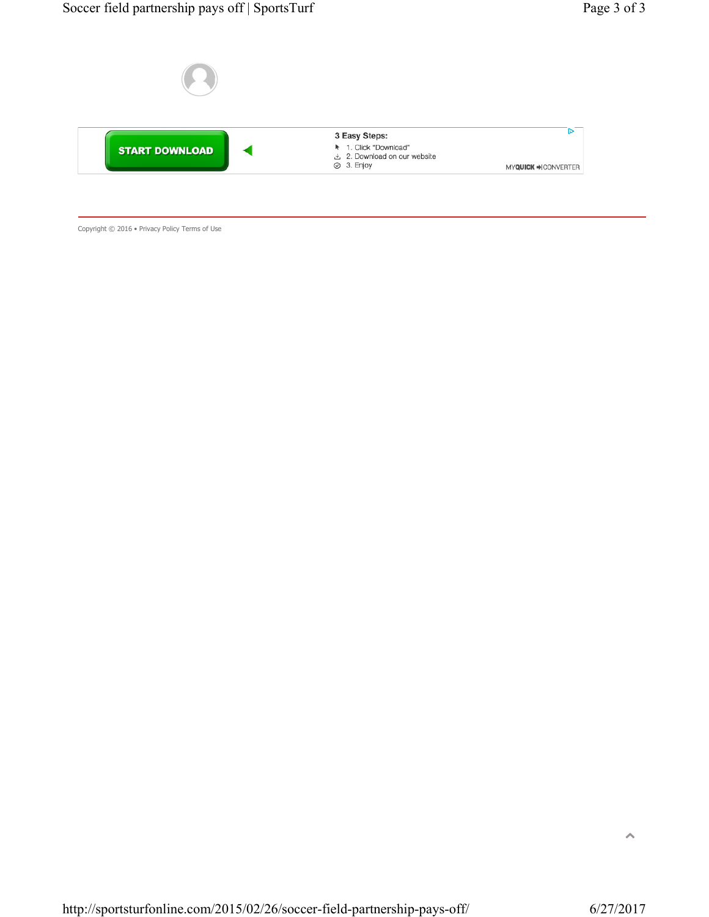START DOWNLOAD

3 Easy Steps:

1. Click "Download"
2. Download on our website
3. Enjoy

MYQUICK CONVERTER

Copyright © 2016 • Privacy Policy Terms of Use